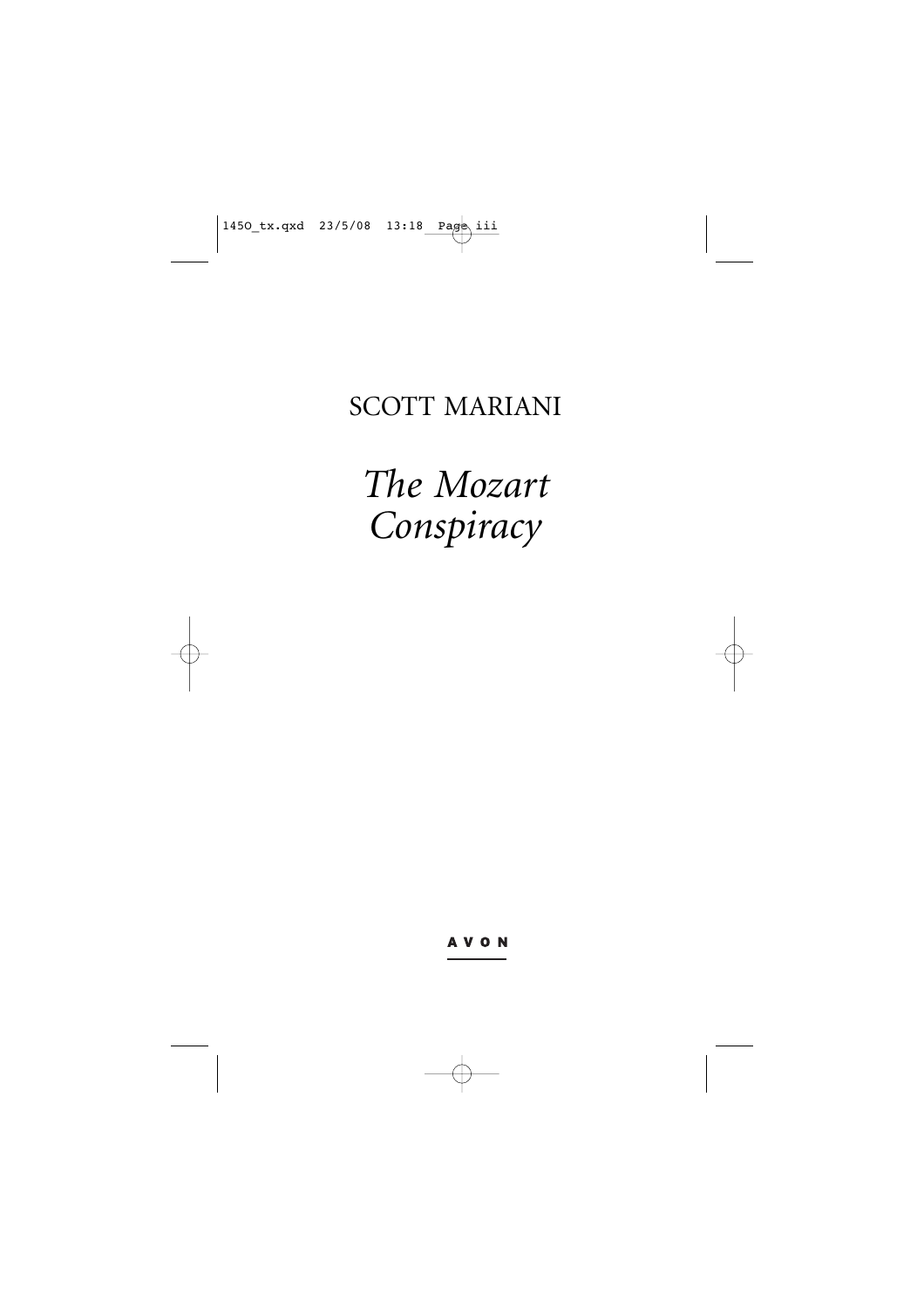SCOTT MARIANI

# *The Mozart Conspiracy*

AVON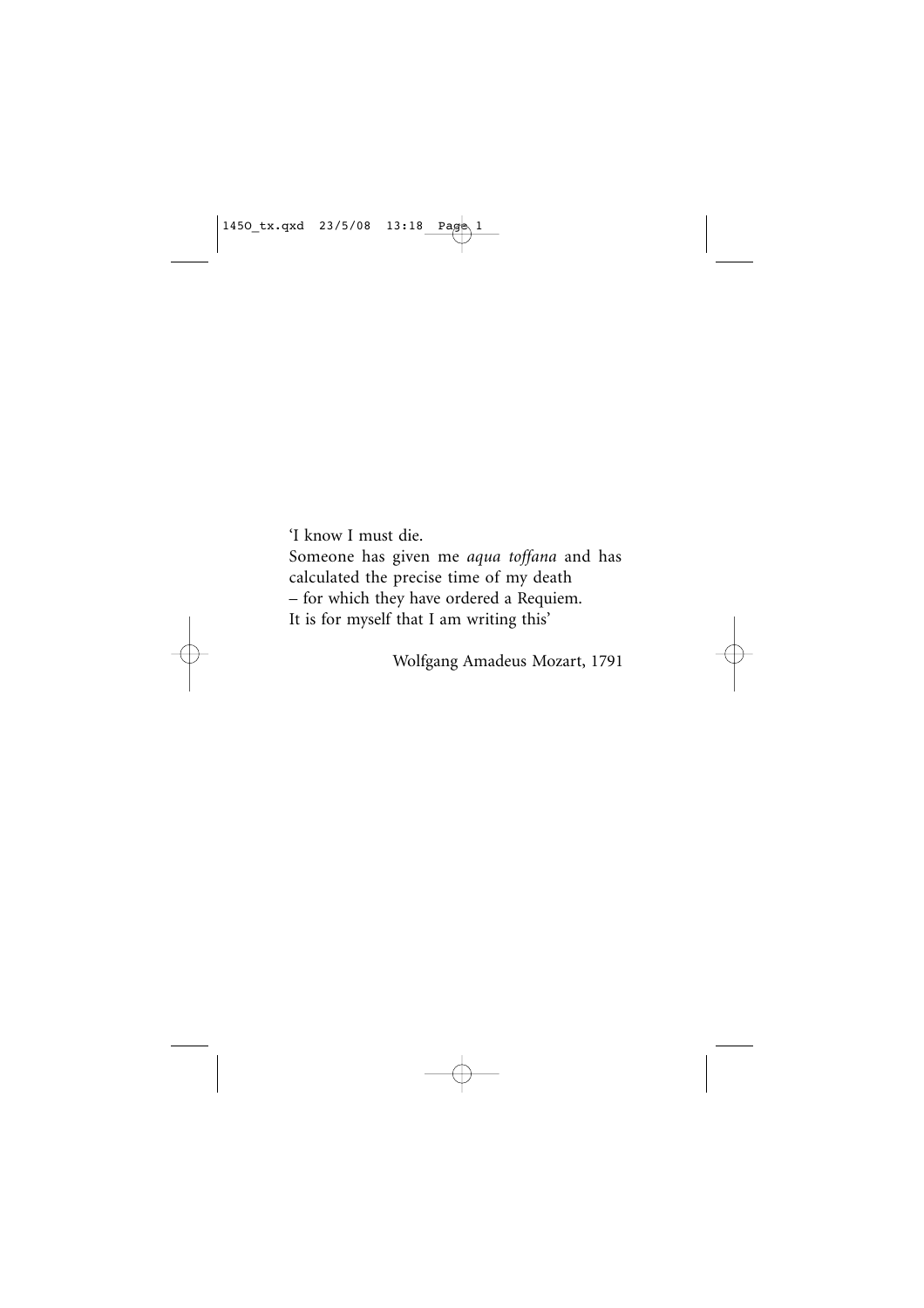'I know I must die.
Someone has given me *aqua toffana* and has calculated the precise time of my death
– for which they have ordered a Requiem.
It is for myself that I am writing this'

Wolfgang Amadeus Mozart, 1791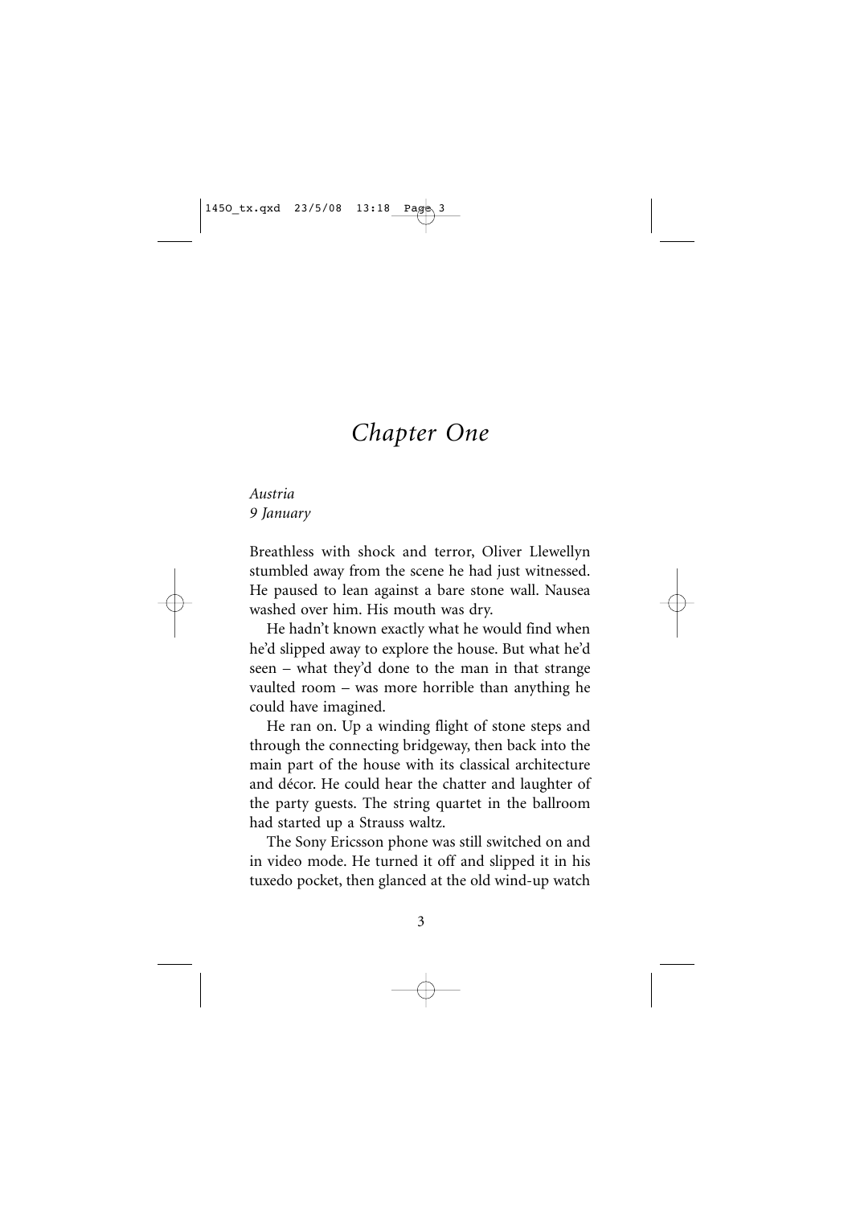# *Chapter One*

*Austria*
*9 January*

Breathless with shock and terror, Oliver Llewellyn stumbled away from the scene he had just witnessed. He paused to lean against a bare stone wall. Nausea washed over him. His mouth was dry.

He hadn't known exactly what he would find when he'd slipped away to explore the house. But what he'd seen – what they'd done to the man in that strange vaulted room – was more horrible than anything he could have imagined.

He ran on. Up a winding flight of stone steps and through the connecting bridgeway, then back into the main part of the house with its classical architecture and décor. He could hear the chatter and laughter of the party guests. The string quartet in the ballroom had started up a Strauss waltz.

The Sony Ericsson phone was still switched on and in video mode. He turned it off and slipped it in his tuxedo pocket, then glanced at the old wind-up watch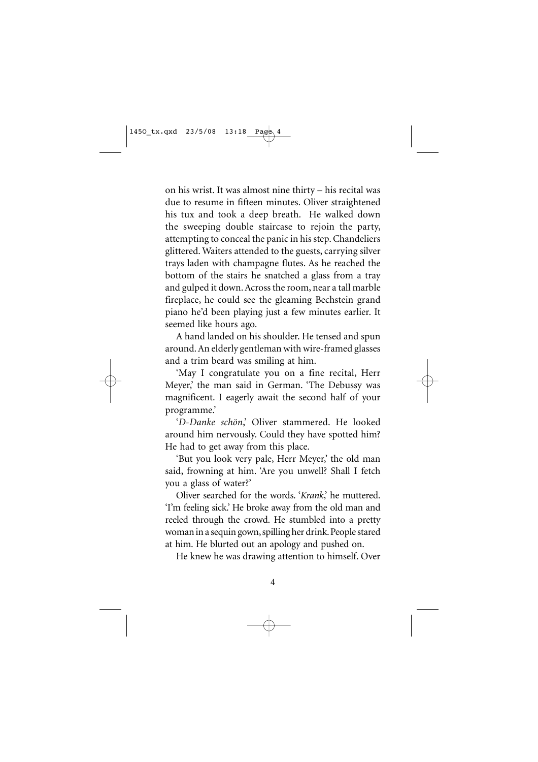on his wrist. It was almost nine thirty – his recital was due to resume in fifteen minutes. Oliver straightened his tux and took a deep breath. He walked down the sweeping double staircase to rejoin the party, attempting to conceal the panic in his step. Chandeliers glittered. Waiters attended to the guests, carrying silver trays laden with champagne flutes. As he reached the bottom of the stairs he snatched a glass from a tray and gulped it down. Across the room, near a tall marble fireplace, he could see the gleaming Bechstein grand piano he'd been playing just a few minutes earlier. It seemed like hours ago.

A hand landed on his shoulder. He tensed and spun around. An elderly gentleman with wire-framed glasses and a trim beard was smiling at him.

'May I congratulate you on a fine recital, Herr Meyer,' the man said in German. 'The Debussy was magnificent. I eagerly await the second half of your programme.'

'*D-Danke schön*,' Oliver stammered. He looked around him nervously. Could they have spotted him? He had to get away from this place.

'But you look very pale, Herr Meyer,' the old man said, frowning at him. 'Are you unwell? Shall I fetch you a glass of water?'

Oliver searched for the words. '*Krank*,' he muttered. 'I'm feeling sick.' He broke away from the old man and reeled through the crowd. He stumbled into a pretty woman in a sequin gown, spilling her drink. People stared at him. He blurted out an apology and pushed on.

He knew he was drawing attention to himself. Over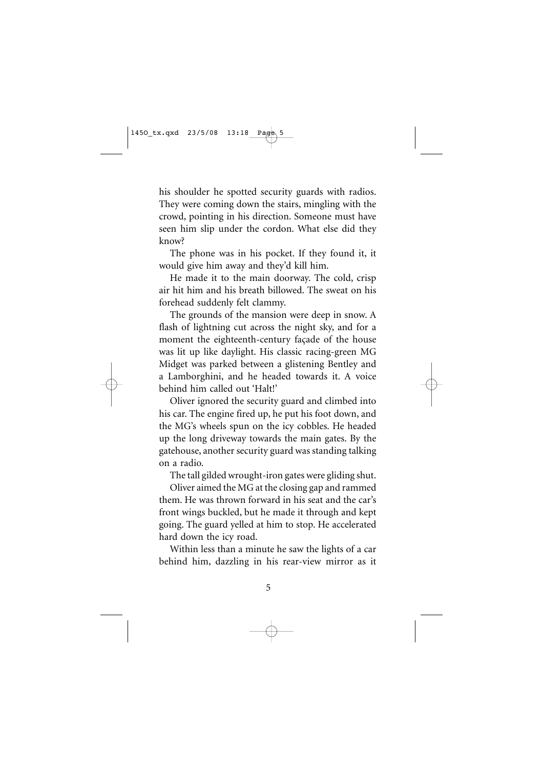his shoulder he spotted security guards with radios. They were coming down the stairs, mingling with the crowd, pointing in his direction. Someone must have seen him slip under the cordon. What else did they know?

The phone was in his pocket. If they found it, it would give him away and they'd kill him.

He made it to the main doorway. The cold, crisp air hit him and his breath billowed. The sweat on his forehead suddenly felt clammy.

The grounds of the mansion were deep in snow. A flash of lightning cut across the night sky, and for a moment the eighteenth-century façade of the house was lit up like daylight. His classic racing-green MG Midget was parked between a glistening Bentley and a Lamborghini, and he headed towards it. A voice behind him called out 'Halt!'

Oliver ignored the security guard and climbed into his car. The engine fired up, he put his foot down, and the MG's wheels spun on the icy cobbles. He headed up the long driveway towards the main gates. By the gatehouse, another security guard was standing talking on a radio.

The tall gilded wrought-iron gates were gliding shut.

Oliver aimed the MG at the closing gap and rammed them. He was thrown forward in his seat and the car's front wings buckled, but he made it through and kept going. The guard yelled at him to stop. He accelerated hard down the icy road.

Within less than a minute he saw the lights of a car behind him, dazzling in his rear-view mirror as it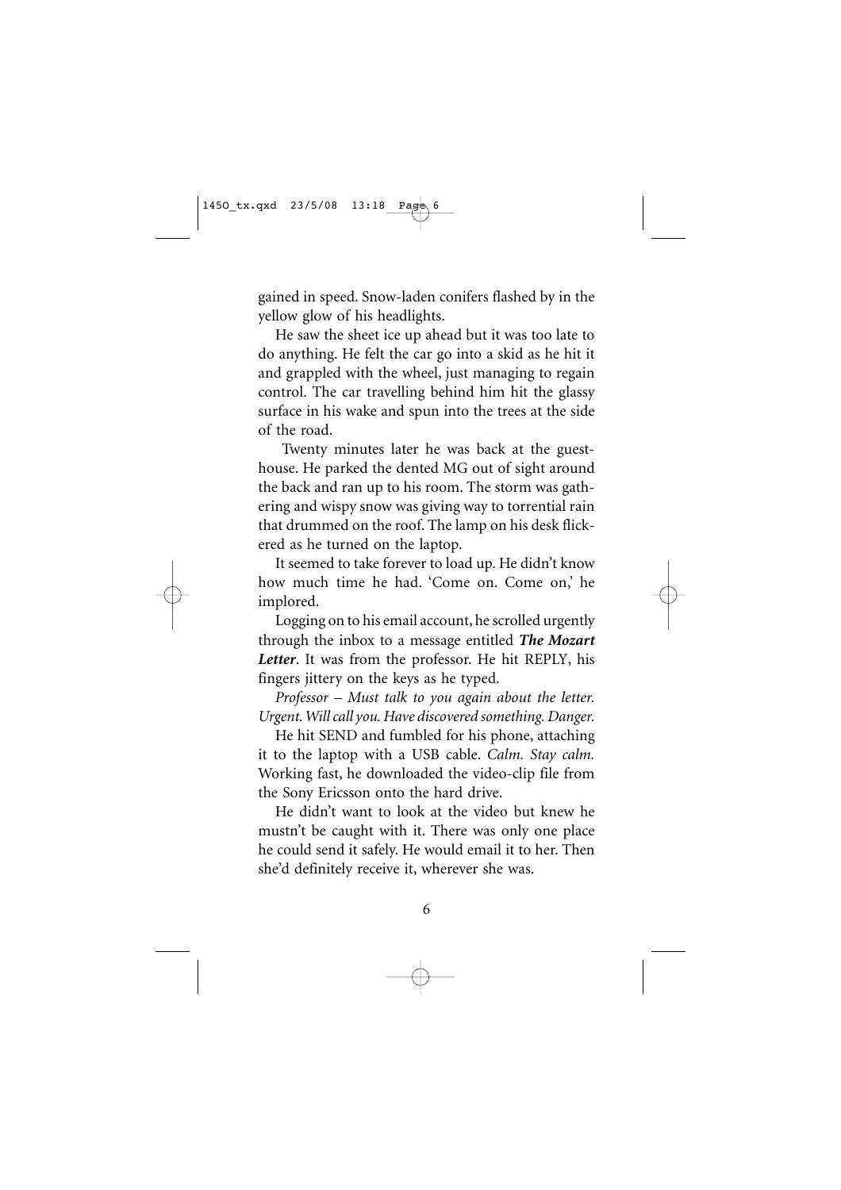gained in speed. Snow-laden conifers flashed by in the yellow glow of his headlights.

He saw the sheet ice up ahead but it was too late to do anything. He felt the car go into a skid as he hit it and grappled with the wheel, just managing to regain control. The car travelling behind him hit the glassy surface in his wake and spun into the trees at the side of the road.

Twenty minutes later he was back at the guest-house. He parked the dented MG out of sight around the back and ran up to his room. The storm was gathering and wispy snow was giving way to torrential rain that drummed on the roof. The lamp on his desk flickered as he turned on the laptop.

It seemed to take forever to load up. He didn't know how much time he had. 'Come on. Come on,' he implored.

Logging on to his email account, he scrolled urgently through the inbox to a message entitled ***The Mozart Letter***. It was from the professor. He hit REPLY, his fingers jittery on the keys as he typed.

*Professor – Must talk to you again about the letter. Urgent. Will call you. Have discovered something. Danger.*

He hit SEND and fumbled for his phone, attaching it to the laptop with a USB cable. *Calm. Stay calm.* Working fast, he downloaded the video-clip file from the Sony Ericsson onto the hard drive.

He didn't want to look at the video but knew he mustn't be caught with it. There was only one place he could send it safely. He would email it to her. Then she'd definitely receive it, wherever she was.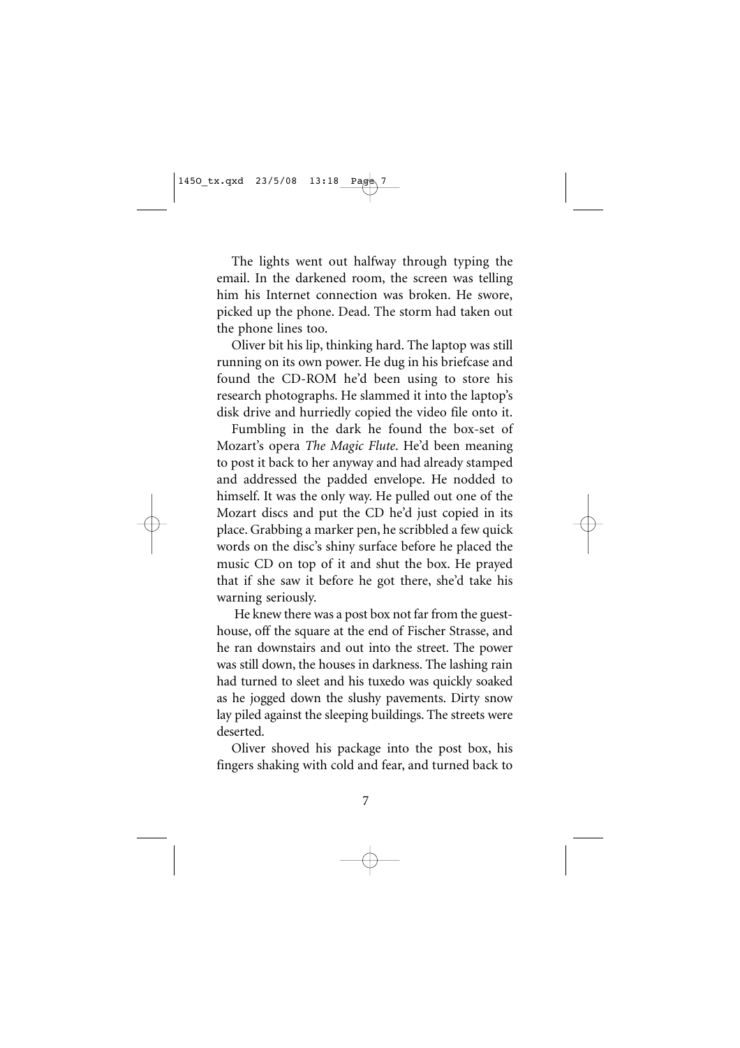The lights went out halfway through typing the email. In the darkened room, the screen was telling him his Internet connection was broken. He swore, picked up the phone. Dead. The storm had taken out the phone lines too.

Oliver bit his lip, thinking hard. The laptop was still running on its own power. He dug in his briefcase and found the CD-ROM he'd been using to store his research photographs. He slammed it into the laptop's disk drive and hurriedly copied the video file onto it.

Fumbling in the dark he found the box-set of Mozart's opera *The Magic Flute*. He'd been meaning to post it back to her anyway and had already stamped and addressed the padded envelope. He nodded to himself. It was the only way. He pulled out one of the Mozart discs and put the CD he'd just copied in its place. Grabbing a marker pen, he scribbled a few quick words on the disc's shiny surface before he placed the music CD on top of it and shut the box. He prayed that if she saw it before he got there, she'd take his warning seriously.

He knew there was a post box not far from the guest-house, off the square at the end of Fischer Strasse, and he ran downstairs and out into the street. The power was still down, the houses in darkness. The lashing rain had turned to sleet and his tuxedo was quickly soaked as he jogged down the slushy pavements. Dirty snow lay piled against the sleeping buildings. The streets were deserted.

Oliver shoved his package into the post box, his fingers shaking with cold and fear, and turned back to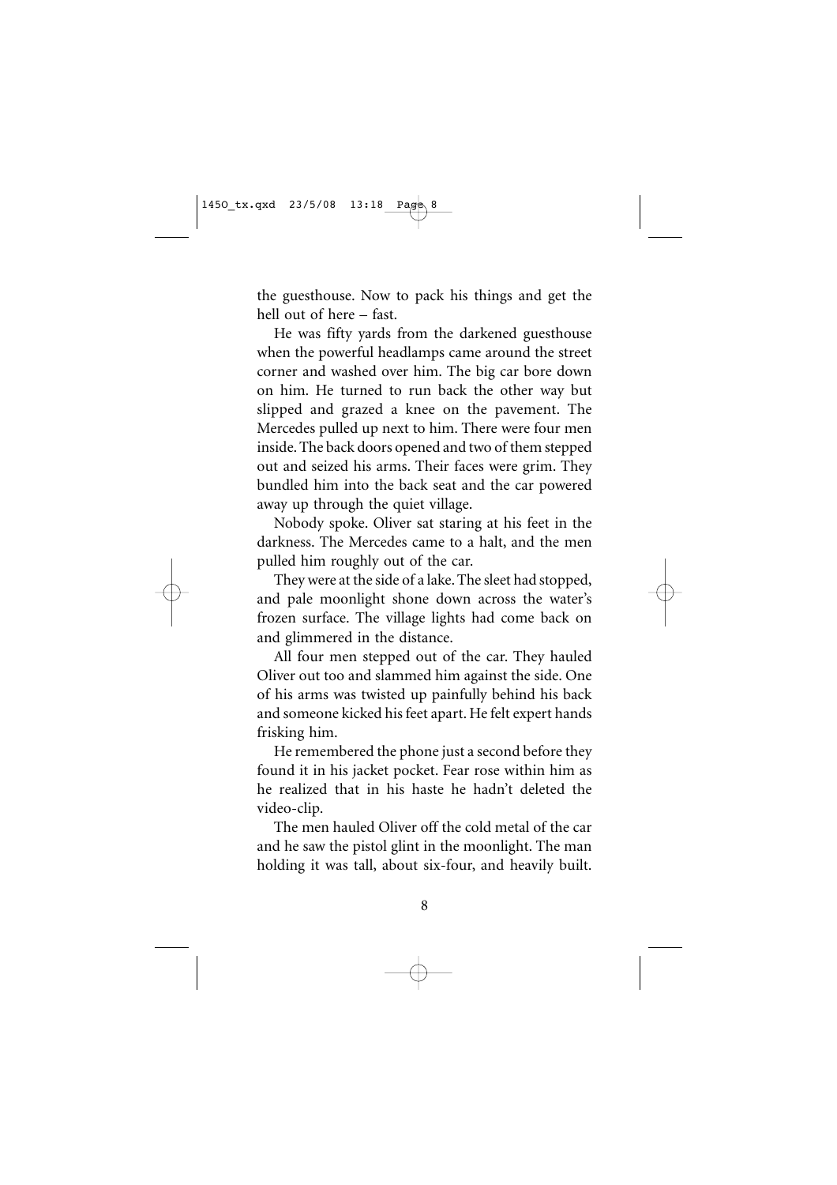the guesthouse. Now to pack his things and get the hell out of here – fast.

He was fifty yards from the darkened guesthouse when the powerful headlamps came around the street corner and washed over him. The big car bore down on him. He turned to run back the other way but slipped and grazed a knee on the pavement. The Mercedes pulled up next to him. There were four men inside. The back doors opened and two of them stepped out and seized his arms. Their faces were grim. They bundled him into the back seat and the car powered away up through the quiet village.

Nobody spoke. Oliver sat staring at his feet in the darkness. The Mercedes came to a halt, and the men pulled him roughly out of the car.

They were at the side of a lake. The sleet had stopped, and pale moonlight shone down across the water's frozen surface. The village lights had come back on and glimmered in the distance.

All four men stepped out of the car. They hauled Oliver out too and slammed him against the side. One of his arms was twisted up painfully behind his back and someone kicked his feet apart. He felt expert hands frisking him.

He remembered the phone just a second before they found it in his jacket pocket. Fear rose within him as he realized that in his haste he hadn't deleted the video-clip.

The men hauled Oliver off the cold metal of the car and he saw the pistol glint in the moonlight. The man holding it was tall, about six-four, and heavily built.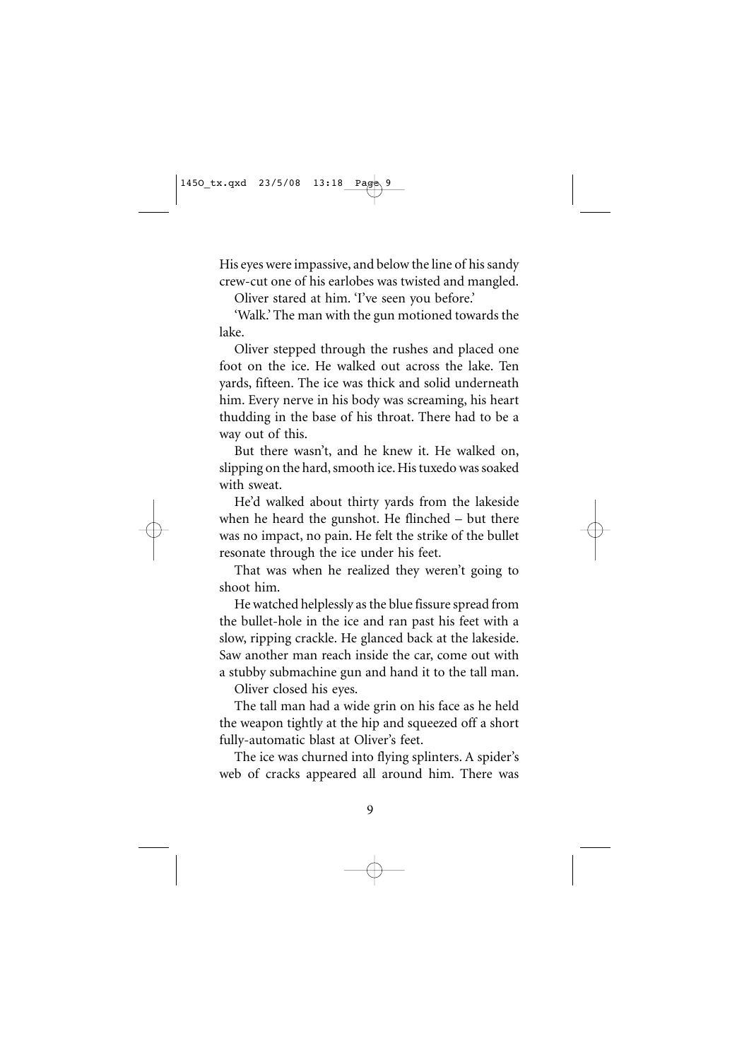His eyes were impassive, and below the line of his sandy crew-cut one of his earlobes was twisted and mangled.

Oliver stared at him. 'I've seen you before.'

'Walk.' The man with the gun motioned towards the lake.

Oliver stepped through the rushes and placed one foot on the ice. He walked out across the lake. Ten yards, fifteen. The ice was thick and solid underneath him. Every nerve in his body was screaming, his heart thudding in the base of his throat. There had to be a way out of this.

But there wasn't, and he knew it. He walked on, slipping on the hard, smooth ice. His tuxedo was soaked with sweat.

He'd walked about thirty yards from the lakeside when he heard the gunshot. He flinched – but there was no impact, no pain. He felt the strike of the bullet resonate through the ice under his feet.

That was when he realized they weren't going to shoot him.

He watched helplessly as the blue fissure spread from the bullet-hole in the ice and ran past his feet with a slow, ripping crackle. He glanced back at the lakeside. Saw another man reach inside the car, come out with a stubby submachine gun and hand it to the tall man.

Oliver closed his eyes.

The tall man had a wide grin on his face as he held the weapon tightly at the hip and squeezed off a short fully-automatic blast at Oliver's feet.

The ice was churned into flying splinters. A spider's web of cracks appeared all around him. There was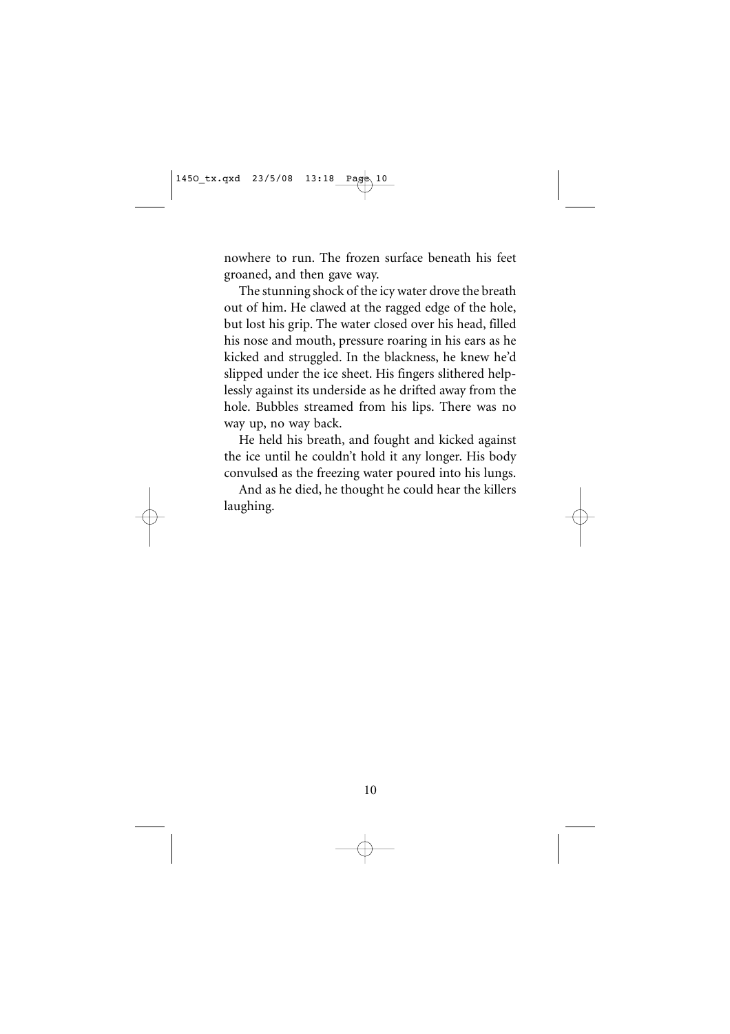nowhere to run. The frozen surface beneath his feet groaned, and then gave way.

The stunning shock of the icy water drove the breath out of him. He clawed at the ragged edge of the hole, but lost his grip. The water closed over his head, filled his nose and mouth, pressure roaring in his ears as he kicked and struggled. In the blackness, he knew he'd slipped under the ice sheet. His fingers slithered helplessly against its underside as he drifted away from the hole. Bubbles streamed from his lips. There was no way up, no way back.

He held his breath, and fought and kicked against the ice until he couldn't hold it any longer. His body convulsed as the freezing water poured into his lungs.

And as he died, he thought he could hear the killers laughing.